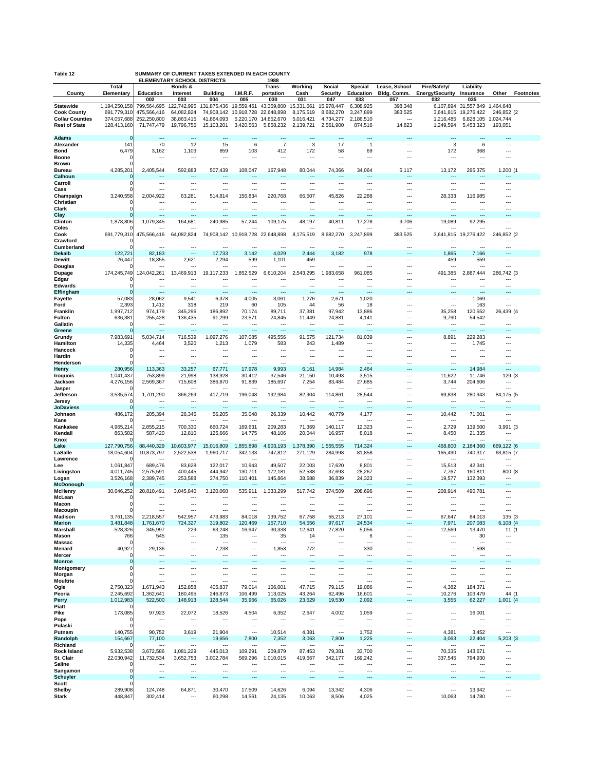Table 12

SUMMARY OF CURRENT TAXES EXTENDED IN EACH COUNTY
ELEMENTARY SCHOOL DISTRICTS 1988

| County | Total Elementary | Education | Bonds & Interest | Building | I.M.R.F. | Trans- portation | Working Cash | Social Security | Special Education | Lease, School Bldg. Comm. | Fire/Safety/ Energy/Security | Liability Insurance | Other | Footnotes |
|---|---|---|---|---|---|---|---|---|---|---|---|---|---|---|
| | | 002 | 003 | 004 | 005 | 030 | 031 | 047 | 033 | 057 | 032 | 035 | | |
| Statewide | 1,194,250,158 | 799,564,695 | 122,742,995 | 131,875,436 | 19,559,461 | 43,359,800 | 15,331,661 | 15,978,447 | 6,308,925 | 398,348 | 6,107,894 | 31,557,849 | 1,464,648 | |
| Cook County | 691,779,310 | 475,566,416 | 64,082,824 | 74,908,142 | 10,918,728 | 22,648,898 | 8,175,519 | 8,682,270 | 3,247,899 | 383,525 | 3,641,815 | 19,276,422 | 246,852 | (2 |
| Collar Counties | 374,057,688 | 252,250,800 | 38,863,415 | 41,864,093 | 5,220,170 | 14,852,670 | 5,016,421 | 4,734,277 | 2,186,510 | --- | 1,216,485 | 6,828,105 | 1,024,744 | |
| Rest of State | 128,413,160 | 71,747,479 | 19,796,756 | 15,103,201 | 3,420,563 | 5,858,232 | 2,139,721 | 2,561,900 | 874,516 | 14,823 | 1,249,594 | 5,453,323 | 193,051 | |
| Adams | 0 | --- | --- | --- | --- | --- | --- | --- | --- | --- | --- | --- | --- | |
| Alexander | 141 | 70 | 12 | 15 | 6 | 7 | 3 | 17 | 1 | --- | 3 | 6 | --- | |
| Bond | 6,479 | 3,162 | 1,103 | 859 | 103 | 412 | 172 | 58 | 69 | --- | 172 | 368 | --- | |
| Boone | 0 | --- | --- | --- | --- | --- | --- | --- | --- | --- | --- | --- | --- | |
| Brown | 0 | --- | --- | --- | --- | --- | --- | --- | --- | --- | --- | --- | --- | |
| Bureau | 4,285,201 | 2,405,544 | 592,883 | 507,439 | 108,047 | 167,948 | 80,044 | 74,366 | 34,064 | 5,117 | 13,172 | 295,375 | 1,200 | (1 |
| Calhoun | 0 | --- | --- | --- | --- | --- | --- | --- | --- | --- | --- | --- | --- | |
| Carroll | 0 | --- | --- | --- | --- | --- | --- | --- | --- | --- | --- | --- | --- | |
| Cass | 0 | --- | --- | --- | --- | --- | --- | --- | --- | --- | --- | --- | --- | |
| Champaign | 3,240,558 | 2,004,922 | 63,281 | 514,814 | 156,834 | 220,768 | 66,507 | 45,826 | 22,288 | --- | 28,333 | 116,985 | --- | |
| Christian | 0 | --- | --- | --- | --- | --- | --- | --- | --- | --- | --- | --- | --- | |
| Clark | 0 | --- | --- | --- | --- | --- | --- | --- | --- | --- | --- | --- | --- | |
| Clay | 0 | --- | --- | --- | --- | --- | --- | --- | --- | --- | --- | --- | --- | |
| Clinton | 1,878,806 | 1,079,345 | 164,681 | 240,985 | 57,244 | 109,175 | 48,197 | 40,811 | 17,278 | 9,706 | 19,089 | 92,295 | --- | |
| Coles | 0 | --- | --- | --- | --- | --- | --- | --- | --- | --- | --- | --- | --- | |
| Cook | 691,779,310 | 475,566,416 | 64,082,824 | 74,908,142 | 10,918,728 | 22,648,898 | 8,175,519 | 8,682,270 | 3,247,899 | 383,525 | 3,641,815 | 19,276,422 | 246,852 | (2 |
| Crawford | 0 | --- | --- | --- | --- | --- | --- | --- | --- | --- | --- | --- | --- | |
| Cumberland | 0 | --- | --- | --- | --- | --- | --- | --- | --- | --- | --- | --- | --- | |
| Dekalb | 122,721 | 82,183 | --- | 17,733 | 3,142 | 4,029 | 2,444 | 3,182 | 978 | --- | 1,865 | 7,166 | --- | |
| Dewitt | 26,447 | 18,355 | 2,621 | 2,294 | 599 | 1,101 | 459 | --- | --- | --- | 459 | 559 | --- | |
| Douglas | 0 | --- | --- | --- | --- | --- | --- | --- | --- | --- | --- | --- | --- | |
| Dupage | 174,245,749 | 124,042,261 | 13,469,913 | 19,117,233 | 1,852,529 | 6,610,204 | 2,543,295 | 1,983,658 | 961,085 | --- | 491,385 | 2,887,444 | 286,742 | (3 |
| Edgar | 0 | --- | --- | --- | --- | --- | --- | --- | --- | --- | --- | --- | --- | |
| Edwards | 0 | --- | --- | --- | --- | --- | --- | --- | --- | --- | --- | --- | --- | |
| Effingham | 0 | --- | --- | --- | --- | --- | --- | --- | --- | --- | --- | --- | --- | |
| Fayette | 57,083 | 28,062 | 9,541 | 6,378 | 4,005 | 3,061 | 1,276 | 2,671 | 1,020 | --- | --- | 1,069 | --- | |
| Ford | 2,393 | 1,412 | 318 | 219 | 60 | 105 | 44 | 56 | 18 | --- | --- | 163 | --- | |
| Franklin | 1,997,712 | 974,179 | 345,296 | 186,892 | 70,174 | 89,711 | 37,381 | 97,942 | 13,886 | --- | 35,258 | 120,552 | 26,439 | (4 |
| Fulton | 636,381 | 255,428 | 136,435 | 91,299 | 23,571 | 24,845 | 11,449 | 24,881 | 4,141 | --- | 9,790 | 54,542 | --- | |
| Gallatin | 0 | --- | --- | --- | --- | --- | --- | --- | --- | --- | --- | --- | --- | |
| Greene | 0 | --- | --- | --- | --- | --- | --- | --- | --- | --- | --- | --- | --- | |
| Grundy | 7,983,691 | 5,034,714 | 716,539 | 1,097,276 | 107,085 | 495,556 | 91,575 | 121,734 | 81,039 | --- | 8,891 | 229,283 | --- | |
| Hamilton | 14,335 | 4,464 | 3,520 | 1,213 | 1,079 | 583 | 243 | 1,489 | --- | --- | --- | 1,745 | --- | |
| Hancock | 0 | --- | --- | --- | --- | --- | --- | --- | --- | --- | --- | --- | --- | |
| Hardin | 0 | --- | --- | --- | --- | --- | --- | --- | --- | --- | --- | --- | --- | |
| Henderson | 0 | --- | --- | --- | --- | --- | --- | --- | --- | --- | --- | --- | --- | |
| Henry | 280,956 | 113,363 | 33,257 | 67,771 | 17,978 | 9,993 | 6,161 | 14,984 | 2,464 | --- | --- | 14,984 | --- | |
| Iroquois | 1,041,437 | 753,899 | 21,998 | 138,928 | 30,412 | 37,546 | 21,150 | 10,493 | 3,515 | --- | 11,622 | 11,746 | 129 | (3 |
| Jackson | 4,276,156 | 2,569,367 | 715,608 | 386,870 | 91,839 | 185,697 | 7,254 | 83,484 | 27,685 | --- | 3,744 | 204,606 | --- | |
| Jasper | 0 | --- | --- | --- | --- | --- | --- | --- | --- | --- | --- | --- | --- | |
| Jefferson | 3,535,574 | 1,701,290 | 366,269 | 417,719 | 196,048 | 192,984 | 82,904 | 114,861 | 28,544 | --- | 69,838 | 280,943 | 84,175 | (5 |
| Jersey | 0 | --- | --- | --- | --- | --- | --- | --- | --- | --- | --- | --- | --- | |
| JoDaviess | 0 | --- | --- | --- | --- | --- | --- | --- | --- | --- | --- | --- | --- | |
| Johnson | 486,172 | 205,394 | 26,345 | 56,205 | 35,048 | 26,339 | 10,442 | 40,779 | 4,177 | --- | 10,442 | 71,001 | --- | |
| Kane | 0 | --- | --- | --- | --- | --- | --- | --- | --- | --- | --- | --- | --- | |
| Kankakee | 4,965,214 | 2,855,215 | 700,330 | 660,724 | 169,631 | 209,283 | 71,369 | 140,117 | 12,323 | --- | 2,729 | 139,500 | 3,991 | (3 |
| Kendall | 863,582 | 587,420 | 12,810 | 125,666 | 14,775 | 48,106 | 20,044 | 16,957 | 8,018 | --- | 8,450 | 21,335 | --- | |
| Knox | 0 | --- | --- | --- | --- | --- | --- | --- | --- | --- | --- | --- | --- | |
| Lake | 127,790,756 | 88,440,329 | 10,603,977 | 15,016,809 | 1,855,898 | 4,903,193 | 1,378,390 | 1,555,555 | 714,324 | --- | 468,800 | 2,184,360 | 669,122 | (6 |
| LaSalle | 18,054,604 | 10,873,797 | 2,522,538 | 1,960,717 | 342,133 | 747,812 | 271,129 | 284,998 | 81,858 | --- | 165,490 | 740,317 | 63,815 | (7 |
| Lawrence | 0 | --- | --- | --- | --- | --- | --- | --- | --- | --- | --- | --- | --- | |
| Lee | 1,061,847 | 689,476 | 83,628 | 122,017 | 10,943 | 49,507 | 22,003 | 17,620 | 8,801 | --- | 15,513 | 42,341 | --- | |
| Livingston | 4,011,745 | 2,575,591 | 400,445 | 444,942 | 130,711 | 172,181 | 52,538 | 37,693 | 28,267 | --- | 7,767 | 160,811 | 800 | (8 |
| Logan | 3,526,168 | 2,389,745 | 253,588 | 374,750 | 110,401 | 145,864 | 38,688 | 36,839 | 24,323 | --- | 19,577 | 132,393 | --- | |
| McDonough | 0 | --- | --- | --- | --- | --- | --- | --- | --- | --- | --- | --- | --- | |
| McHenry | 30,646,252 | 20,810,491 | 3,045,840 | 3,120,068 | 535,911 | 1,333,299 | 517,742 | 374,509 | 208,696 | --- | 208,914 | 490,781 | --- | |
| McLean | 0 | --- | --- | --- | --- | --- | --- | --- | --- | --- | --- | --- | --- | |
| Macon | 0 | --- | --- | --- | --- | --- | --- | --- | --- | --- | --- | --- | --- | |
| Macoupin | 0 | --- | --- | --- | --- | --- | --- | --- | --- | --- | --- | --- | --- | |
| Madison | 3,761,135 | 2,218,557 | 542,957 | 473,983 | 84,018 | 139,752 | 67,758 | 55,213 | 27,101 | --- | 67,647 | 84,013 | 135 | (3 |
| Marion | 3,481,848 | 1,761,670 | 724,327 | 319,802 | 120,469 | 157,710 | 54,556 | 97,617 | 24,534 | --- | 7,971 | 207,083 | 6,108 | (4 |
| Marshall | 528,326 | 345,997 | 229 | 63,248 | 16,947 | 30,338 | 12,641 | 27,820 | 5,056 | --- | 12,569 | 13,470 | 11 | (1 |
| Mason | 766 | 545 | --- | 135 | --- | 35 | 14 | --- | 6 | --- | --- | 30 | --- | |
| Massac | 0 | --- | --- | --- | --- | --- | --- | --- | --- | --- | --- | --- | --- | |
| Menard | 40,927 | 29,136 | --- | 7,238 | --- | 1,853 | 772 | --- | 330 | --- | --- | 1,598 | --- | |
| Mercer | 0 | --- | --- | --- | --- | --- | --- | --- | --- | --- | --- | --- | --- | |
| Monroe | 0 | --- | --- | --- | --- | --- | --- | --- | --- | --- | --- | --- | --- | |
| Montgomery | 0 | --- | --- | --- | --- | --- | --- | --- | --- | --- | --- | --- | --- | |
| Morgan | 0 | --- | --- | --- | --- | --- | --- | --- | --- | --- | --- | --- | --- | |
| Moultrie | 0 | --- | --- | --- | --- | --- | --- | --- | --- | --- | --- | --- | --- | |
| Ogle | 2,750,323 | 1,671,943 | 152,858 | 405,837 | 79,014 | 106,001 | 47,715 | 79,115 | 19,086 | --- | 4,382 | 184,371 | --- | |
| Peoria | 2,245,692 | 1,362,641 | 180,495 | 246,873 | 106,499 | 113,025 | 43,264 | 62,496 | 16,601 | --- | 10,276 | 103,479 | 44 | (1 |
| Perry | 1,012,983 | 522,500 | 148,913 | 128,544 | 35,966 | 65,026 | 23,629 | 19,530 | 2,092 | --- | 3,555 | 62,227 | 1,001 | (4 |
| Piatt | 0 | --- | --- | --- | --- | --- | --- | --- | --- | --- | --- | --- | --- | |
| Pike | 173,085 | 97,923 | 22,072 | 18,526 | 4,504 | 6,352 | 2,647 | 4,002 | 1,059 | --- | --- | 16,001 | --- | |
| Pope | 0 | --- | --- | --- | --- | --- | --- | --- | --- | --- | --- | --- | --- | |
| Pulaski | 0 | --- | --- | --- | --- | --- | --- | --- | --- | --- | --- | --- | --- | |
| Putnam | 140,755 | 90,752 | 3,619 | 21,904 | --- | 10,514 | 4,381 | --- | 1,752 | --- | 4,381 | 3,452 | --- | |
| Randolph | 154,667 | 77,100 | --- | 19,656 | 7,800 | 7,352 | 3,063 | 7,800 | 1,225 | --- | 3,063 | 22,404 | 5,203 | (3 |
| Richland | 0 | --- | --- | --- | --- | --- | --- | --- | --- | --- | --- | --- | --- | |
| Rock Island | 5,932,538 | 3,672,586 | 1,081,229 | 445,013 | 109,291 | 209,879 | 87,453 | 79,381 | 33,700 | --- | 70,335 | 143,671 | --- | |
| St. Clair | 22,030,942 | 11,732,534 | 3,652,753 | 3,002,784 | 569,296 | 1,010,015 | 419,667 | 342,177 | 169,242 | --- | 337,545 | 794,930 | --- | |
| Saline | 0 | --- | --- | --- | --- | --- | --- | --- | --- | --- | --- | --- | --- | |
| Sangamon | 0 | --- | --- | --- | --- | --- | --- | --- | --- | --- | --- | --- | --- | |
| Schuyler | 0 | --- | --- | --- | --- | --- | --- | --- | --- | --- | --- | --- | --- | |
| Scott | 0 | --- | --- | --- | --- | --- | --- | --- | --- | --- | --- | --- | --- | |
| Shelby | 289,908 | 124,748 | 64,871 | 30,470 | 17,509 | 14,626 | 6,094 | 13,342 | 4,306 | --- | --- | 13,942 | --- | |
| Stark | 448,847 | 302,414 | --- | 60,298 | 14,561 | 24,135 | 10,063 | 8,506 | 4,025 | --- | 10,063 | 14,780 | --- | |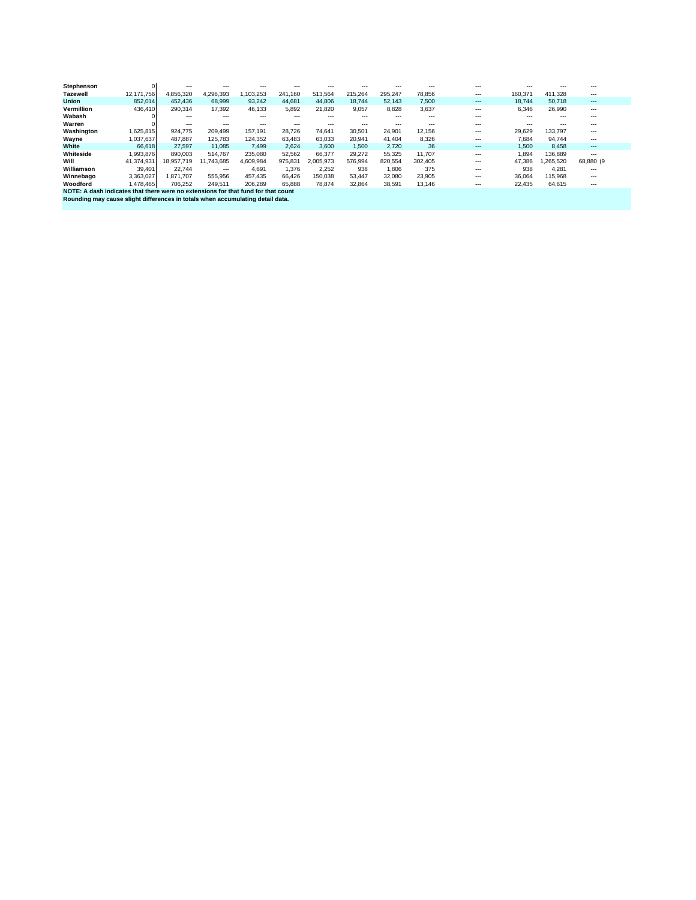| | | | | | | | | | | | | | | |
|---|---|---|---|---|---|---|---|---|---|---|---|---|---|---|
| **Stephenson** | 0 | --- | --- | --- | --- | --- | --- | --- | --- | --- | --- | --- | --- | --- |
| **Tazewell** | 12,171,756 | 4,856,320 | 4,296,393 | 1,103,253 | 241,160 | 513,564 | 215,264 | 295,247 | 78,856 | --- | 160,371 | 411,328 | --- | |
| **Union** | 852,014 | 452,436 | 68,999 | 93,242 | 44,681 | 44,806 | 18,744 | 52,143 | 7,500 | --- | 18,744 | 50,718 | --- | |
| **Vermillion** | 436,410 | 290,314 | 17,392 | 46,133 | 5,892 | 21,820 | 9,057 | 8,828 | 3,637 | --- | 6,346 | 26,990 | --- | |
| **Wabash** | 0 | --- | --- | --- | --- | --- | --- | --- | --- | --- | --- | --- | --- | |
| **Warren** | 0 | --- | --- | --- | --- | --- | --- | --- | --- | --- | --- | --- | --- | |
| **Washington** | 1,625,815 | 924,775 | 209,499 | 157,191 | 28,726 | 74,641 | 30,501 | 24,901 | 12,156 | --- | 29,629 | 133,797 | --- | |
| **Wayne** | 1,037,637 | 487,887 | 125,783 | 124,352 | 63,483 | 63,033 | 20,941 | 41,404 | 8,326 | --- | 7,684 | 94,744 | --- | |
| **White** | 66,618 | 27,597 | 11,085 | 7,499 | 2,624 | 3,600 | 1,500 | 2,720 | 36 | --- | 1,500 | 8,458 | --- | |
| **Whiteside** | 1,993,876 | 890,003 | 514,767 | 235,080 | 52,562 | 66,377 | 29,272 | 55,325 | 11,707 | --- | 1,894 | 136,889 | --- | |
| **Will** | 41,374,931 | 18,957,719 | 11,743,685 | 4,609,984 | 975,831 | 2,005,973 | 576,994 | 820,554 | 302,405 | --- | 47,386 | 1,265,520 | 68,880 (9 | |
| **Williamson** | 39,401 | 22,744 | --- | 4,691 | 1,376 | 2,252 | 938 | 1,806 | 375 | --- | 938 | 4,281 | --- | |
| **Winnebago** | 3,363,027 | 1,871,707 | 555,956 | 457,435 | 66,426 | 150,038 | 53,447 | 32,080 | 23,905 | --- | 36,064 | 115,968 | --- | |
| **Woodford** | 1,478,465 | 706,252 | 249,511 | 206,289 | 65,888 | 78,874 | 32,864 | 38,591 | 13,146 | --- | 22,435 | 64,615 | --- | |

**NOTE: A dash indicates that there were no extensions for that fund for that count**

**Rounding may cause slight differences in totals when accumulating detail data.**